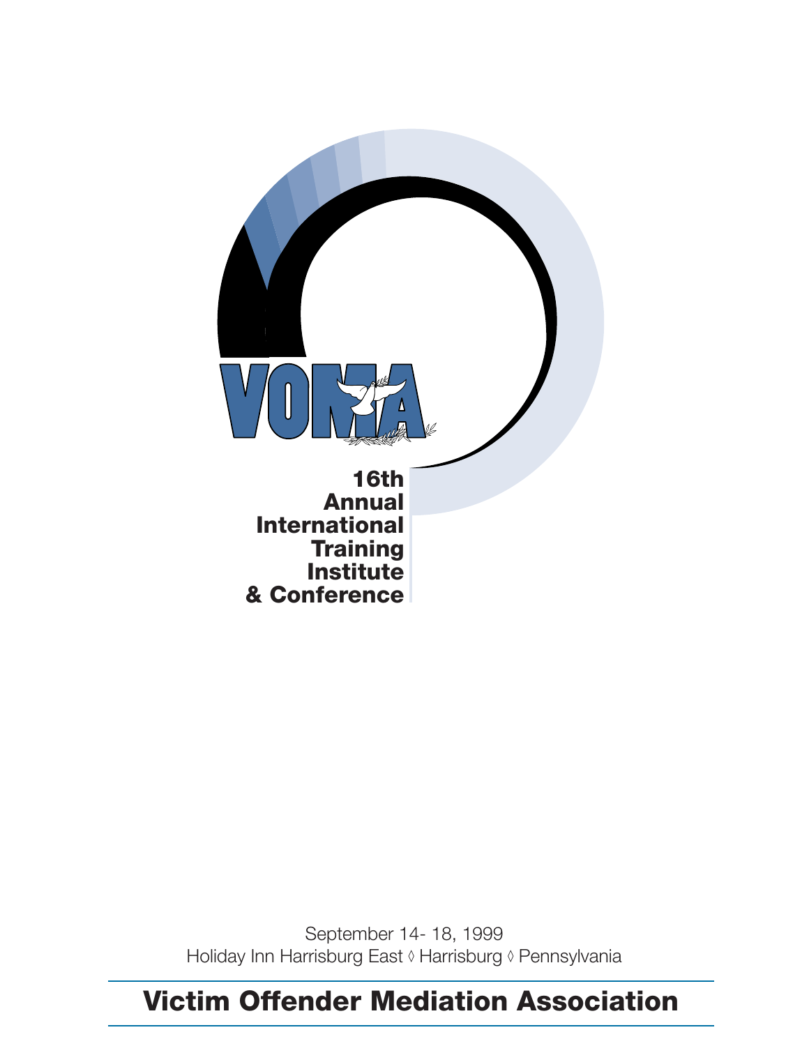# VOMA

## 16th Annual International Training Institute & Conference

September 14- 18, 1999

Holiday Inn Harrisburg East ◊ Harrisburg ◊ Pennsylvania

# Victim Offender Mediation Association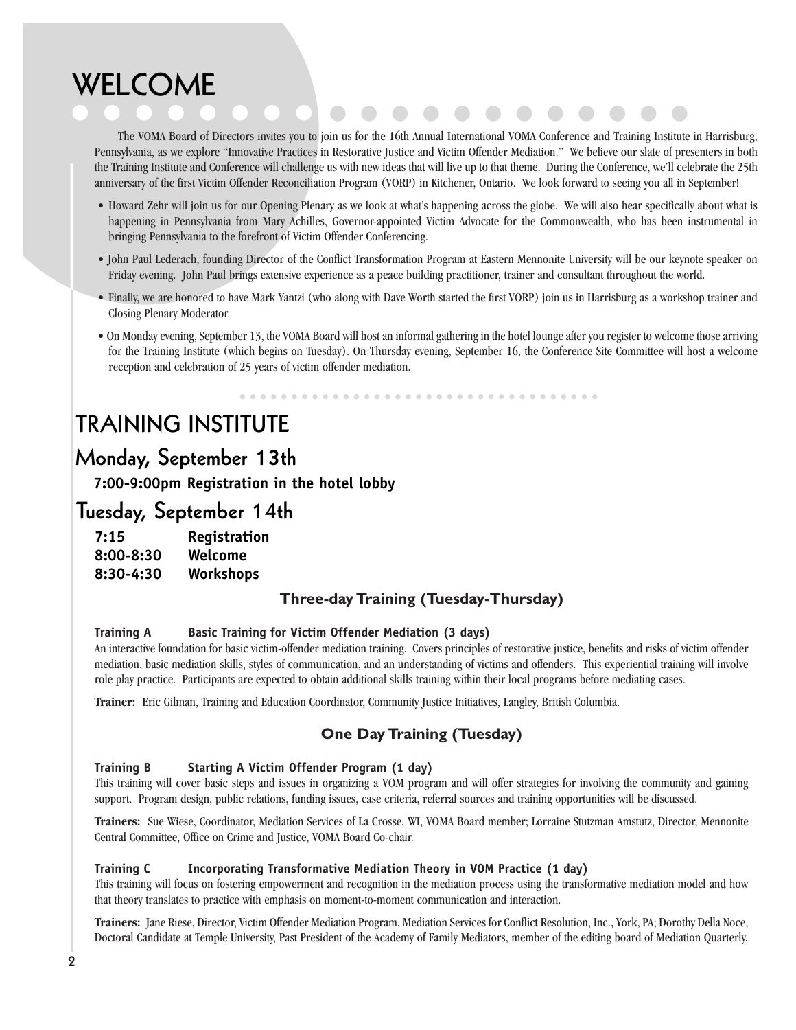# WELCOME

The VOMA Board of Directors invites you to join us for the 16th Annual International VOMA Conference and Training Institute in Harrisburg, Pennsylvania, as we explore "Innovative Practices in Restorative Justice and Victim Offender Mediation." We believe our slate of presenters in both the Training Institute and Conference will challenge us with new ideas that will live up to that theme. During the Conference, we'll celebrate the 25th anniversary of the first Victim Offender Reconciliation Program (VORP) in Kitchener, Ontario. We look forward to seeing you all in September!

- Howard Zehr will join us for our Opening Plenary as we look at what's happening across the globe. We will also hear specifically about what is happening in Pennsylvania from Mary Achilles, Governor-appointed Victim Advocate for the Commonwealth, who has been instrumental in bringing Pennsylvania to the forefront of Victim Offender Conferencing.
- John Paul Lederach, founding Director of the Conflict Transformation Program at Eastern Mennonite University will be our keynote speaker on Friday evening. John Paul brings extensive experience as a peace building practitioner, trainer and consultant throughout the world.
- Finally, we are honored to have Mark Yantzi (who along with Dave Worth started the first VORP) join us in Harrisburg as a workshop trainer and Closing Plenary Moderator.
- On Monday evening, September 13, the VOMA Board will host an informal gathering in the hotel lounge after you register to welcome those arriving for the Training Institute (which begins on Tuesday). On Thursday evening, September 16, the Conference Site Committee will host a welcome reception and celebration of 25 years of victim offender mediation.

# TRAINING INSTITUTE

## Monday, September 13th

**7:00-9:00pm Registration in the hotel lobby**

## Tuesday, September 14th

**7:15 Registration**
**8:00-8:30 Welcome**
**8:30-4:30 Workshops**

### Three-day Training (Tuesday-Thursday)

**Training A Basic Training for Victim Offender Mediation (3 days)**

An interactive foundation for basic victim-offender mediation training. Covers principles of restorative justice, benefits and risks of victim offender mediation, basic mediation skills, styles of communication, and an understanding of victims and offenders. This experiential training will involve role play practice. Participants are expected to obtain additional skills training within their local programs before mediating cases.

**Trainer:** Eric Gilman, Training and Education Coordinator, Community Justice Initiatives, Langley, British Columbia.

### One Day Training (Tuesday)

**Training B Starting A Victim Offender Program (1 day)**

This training will cover basic steps and issues in organizing a VOM program and will offer strategies for involving the community and gaining support. Program design, public relations, funding issues, case criteria, referral sources and training opportunities will be discussed.

**Trainers:** Sue Wiese, Coordinator, Mediation Services of La Crosse, WI, VOMA Board member; Lorraine Stutzman Amstutz, Director, Mennonite Central Committee, Office on Crime and Justice, VOMA Board Co-chair.

**Training C Incorporating Transformative Mediation Theory in VOM Practice (1 day)**

This training will focus on fostering empowerment and recognition in the mediation process using the transformative mediation model and how that theory translates to practice with emphasis on moment-to-moment communication and interaction.

**Trainers:** Jane Riese, Director, Victim Offender Mediation Program, Mediation Services for Conflict Resolution, Inc., York, PA; Dorothy Della Noce, Doctoral Candidate at Temple University, Past President of the Academy of Family Mediators, member of the editing board of Mediation Quarterly.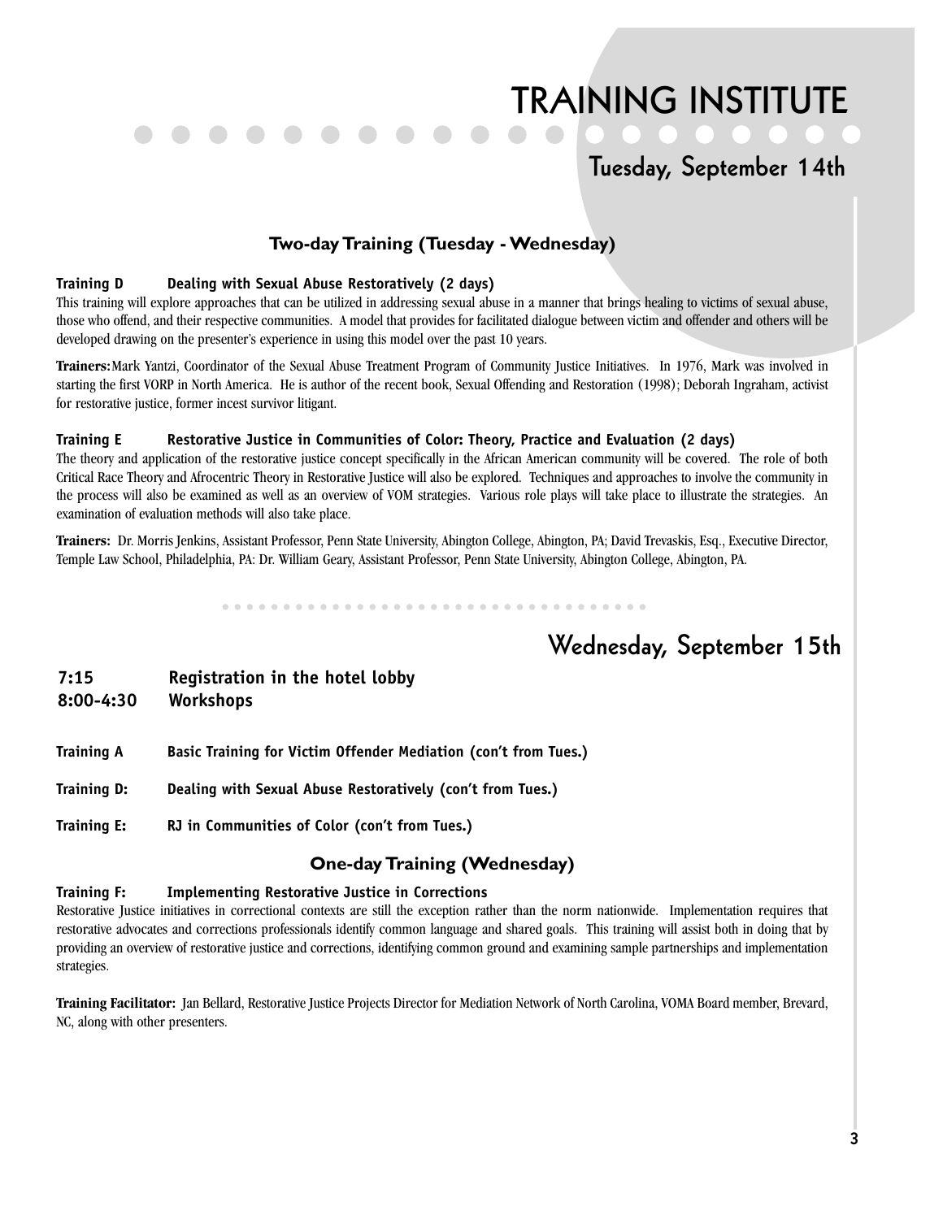# TRAINING INSTITUTE

## Tuesday, September 14th

### Two-day Training (Tuesday - Wednesday)

**Training D Dealing with Sexual Abuse Restoratively (2 days)**

This training will explore approaches that can be utilized in addressing sexual abuse in a manner that brings healing to victims of sexual abuse, those who offend, and their respective communities. A model that provides for facilitated dialogue between victim and offender and others will be developed drawing on the presenter's experience in using this model over the past 10 years.

**Trainers:** Mark Yantzi, Coordinator of the Sexual Abuse Treatment Program of Community Justice Initiatives. In 1976, Mark was involved in starting the first VORP in North America. He is author of the recent book, Sexual Offending and Restoration (1998); Deborah Ingraham, activist for restorative justice, former incest survivor litigant.

**Training E Restorative Justice in Communities of Color: Theory, Practice and Evaluation (2 days)**

The theory and application of the restorative justice concept specifically in the African American community will be covered. The role of both Critical Race Theory and Afrocentric Theory in Restorative Justice will also be explored. Techniques and approaches to involve the community in the process will also be examined as well as an overview of VOM strategies. Various role plays will take place to illustrate the strategies. An examination of evaluation methods will also take place.

**Trainers:** Dr. Morris Jenkins, Assistant Professor, Penn State University, Abington College, Abington, PA; David Trevaskis, Esq., Executive Director, Temple Law School, Philadelphia, PA: Dr. William Geary, Assistant Professor, Penn State University, Abington College, Abington, PA.

## Wednesday, September 15th

**7:15 Registration in the hotel lobby**
**8:00-4:30 Workshops**

**Training A Basic Training for Victim Offender Mediation (con't from Tues.)**

**Training D: Dealing with Sexual Abuse Restoratively (con't from Tues.)**

**Training E: RJ in Communities of Color (con't from Tues.)**

### One-day Training (Wednesday)

**Training F: Implementing Restorative Justice in Corrections**

Restorative Justice initiatives in correctional contexts are still the exception rather than the norm nationwide. Implementation requires that restorative advocates and corrections professionals identify common language and shared goals. This training will assist both in doing that by providing an overview of restorative justice and corrections, identifying common ground and examining sample partnerships and implementation strategies.

**Training Facilitator:** Jan Bellard, Restorative Justice Projects Director for Mediation Network of North Carolina, VOMA Board member, Brevard, NC, along with other presenters.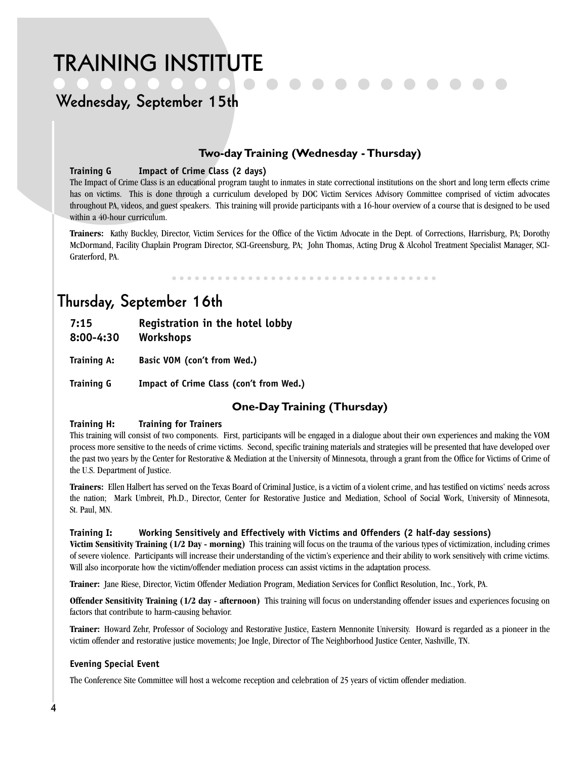# TRAINING INSTITUTE

## Wednesday, September 15th

### Two-day Training (Wednesday - Thursday)

**Training G    Impact of Crime Class (2 days)**

The Impact of Crime Class is an educational program taught to inmates in state correctional institutions on the short and long term effects crime has on victims. This is done through a curriculum developed by DOC Victim Services Advisory Committee comprised of victim advocates throughout PA, videos, and guest speakers. This training will provide participants with a 16-hour overview of a course that is designed to be used within a 40-hour curriculum.

**Trainers:** Kathy Buckley, Director, Victim Services for the Office of the Victim Advocate in the Dept. of Corrections, Harrisburg, PA; Dorothy McDormand, Facility Chaplain Program Director, SCI-Greensburg, PA; John Thomas, Acting Drug & Alcohol Treatment Specialist Manager, SCI-Graterford, PA.

## Thursday, September 16th

**7:15    Registration in the hotel lobby**

**8:00-4:30    Workshops**

**Training A:    Basic VOM (con't from Wed.)**

**Training G    Impact of Crime Class (con't from Wed.)**

### One-Day Training (Thursday)

**Training H:    Training for Trainers**

This training will consist of two components. First, participants will be engaged in a dialogue about their own experiences and making the VOM process more sensitive to the needs of crime victims. Second, specific training materials and strategies will be presented that have developed over the past two years by the Center for Restorative & Mediation at the University of Minnesota, through a grant from the Office for Victims of Crime of the U.S. Department of Justice.

**Trainers:** Ellen Halbert has served on the Texas Board of Criminal Justice, is a victim of a violent crime, and has testified on victims' needs across the nation; Mark Umbreit, Ph.D., Director, Center for Restorative Justice and Mediation, School of Social Work, University of Minnesota, St. Paul, MN.

**Training I:    Working Sensitively and Effectively with Victims and Offenders (2 half-day sessions)**

**Victim Sensitivity Training (1/2 Day - morning)** This training will focus on the trauma of the various types of victimization, including crimes of severe violence. Participants will increase their understanding of the victim's experience and their ability to work sensitively with crime victims. Will also incorporate how the victim/offender mediation process can assist victims in the adaptation process.

**Trainer:** Jane Riese, Director, Victim Offender Mediation Program, Mediation Services for Conflict Resolution, Inc., York, PA.

**Offender Sensitivity Training (1/2 day - afternoon)** This training will focus on understanding offender issues and experiences focusing on factors that contribute to harm-causing behavior.

**Trainer:** Howard Zehr, Professor of Sociology and Restorative Justice, Eastern Mennonite University. Howard is regarded as a pioneer in the victim offender and restorative justice movements; Joe Ingle, Director of The Neighborhood Justice Center, Nashville, TN.

**Evening Special Event**

The Conference Site Committee will host a welcome reception and celebration of 25 years of victim offender mediation.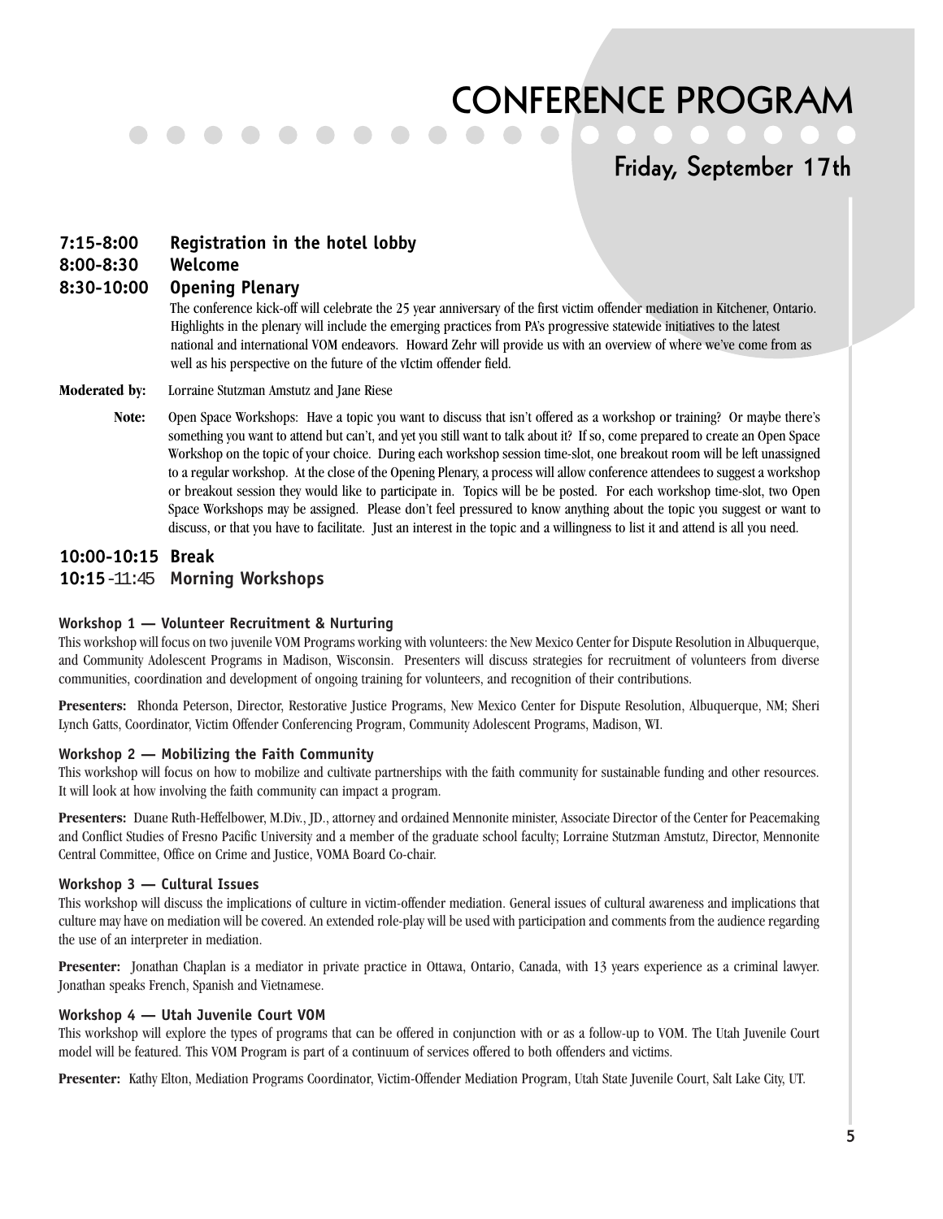# CONFERENCE PROGRAM

## Friday, September 17th

**7:15-8:00 Registration in the hotel lobby**

**8:00-8:30 Welcome**

**8:30-10:00 Opening Plenary**

The conference kick-off will celebrate the 25 year anniversary of the first victim offender mediation in Kitchener, Ontario. Highlights in the plenary will include the emerging practices from PA's progressive statewide initiatives to the latest national and international VOM endeavors. Howard Zehr will provide us with an overview of where we've come from as well as his perspective on the future of the vIctim offender field.

**Moderated by:** Lorraine Stutzman Amstutz and Jane Riese

**Note:** Open Space Workshops: Have a topic you want to discuss that isn't offered as a workshop or training? Or maybe there's something you want to attend but can't, and yet you still want to talk about it? If so, come prepared to create an Open Space Workshop on the topic of your choice. During each workshop session time-slot, one breakout room will be left unassigned to a regular workshop. At the close of the Opening Plenary, a process will allow conference attendees to suggest a workshop or breakout session they would like to participate in. Topics will be be posted. For each workshop time-slot, two Open Space Workshops may be assigned. Please don't feel pressured to know anything about the topic you suggest or want to discuss, or that you have to facilitate. Just an interest in the topic and a willingness to list it and attend is all you need.

**10:00-10:15 Break**

**10:15-11:45 Morning Workshops**

### Workshop 1 — Volunteer Recruitment & Nurturing

This workshop will focus on two juvenile VOM Programs working with volunteers: the New Mexico Center for Dispute Resolution in Albuquerque, and Community Adolescent Programs in Madison, Wisconsin. Presenters will discuss strategies for recruitment of volunteers from diverse communities, coordination and development of ongoing training for volunteers, and recognition of their contributions.

**Presenters:** Rhonda Peterson, Director, Restorative Justice Programs, New Mexico Center for Dispute Resolution, Albuquerque, NM; Sheri Lynch Gatts, Coordinator, Victim Offender Conferencing Program, Community Adolescent Programs, Madison, WI.

### Workshop 2 — Mobilizing the Faith Community

This workshop will focus on how to mobilize and cultivate partnerships with the faith community for sustainable funding and other resources. It will look at how involving the faith community can impact a program.

**Presenters:** Duane Ruth-Heffelbower, M.Div., JD., attorney and ordained Mennonite minister, Associate Director of the Center for Peacemaking and Conflict Studies of Fresno Pacific University and a member of the graduate school faculty; Lorraine Stutzman Amstutz, Director, Mennonite Central Committee, Office on Crime and Justice, VOMA Board Co-chair.

### Workshop 3 — Cultural Issues

This workshop will discuss the implications of culture in victim-offender mediation. General issues of cultural awareness and implications that culture may have on mediation will be covered. An extended role-play will be used with participation and comments from the audience regarding the use of an interpreter in mediation.

**Presenter:** Jonathan Chaplan is a mediator in private practice in Ottawa, Ontario, Canada, with 13 years experience as a criminal lawyer. Jonathan speaks French, Spanish and Vietnamese.

### Workshop 4 — Utah Juvenile Court VOM

This workshop will explore the types of programs that can be offered in conjunction with or as a follow-up to VOM. The Utah Juvenile Court model will be featured. This VOM Program is part of a continuum of services offered to both offenders and victims.

**Presenter:** Kathy Elton, Mediation Programs Coordinator, Victim-Offender Mediation Program, Utah State Juvenile Court, Salt Lake City, UT.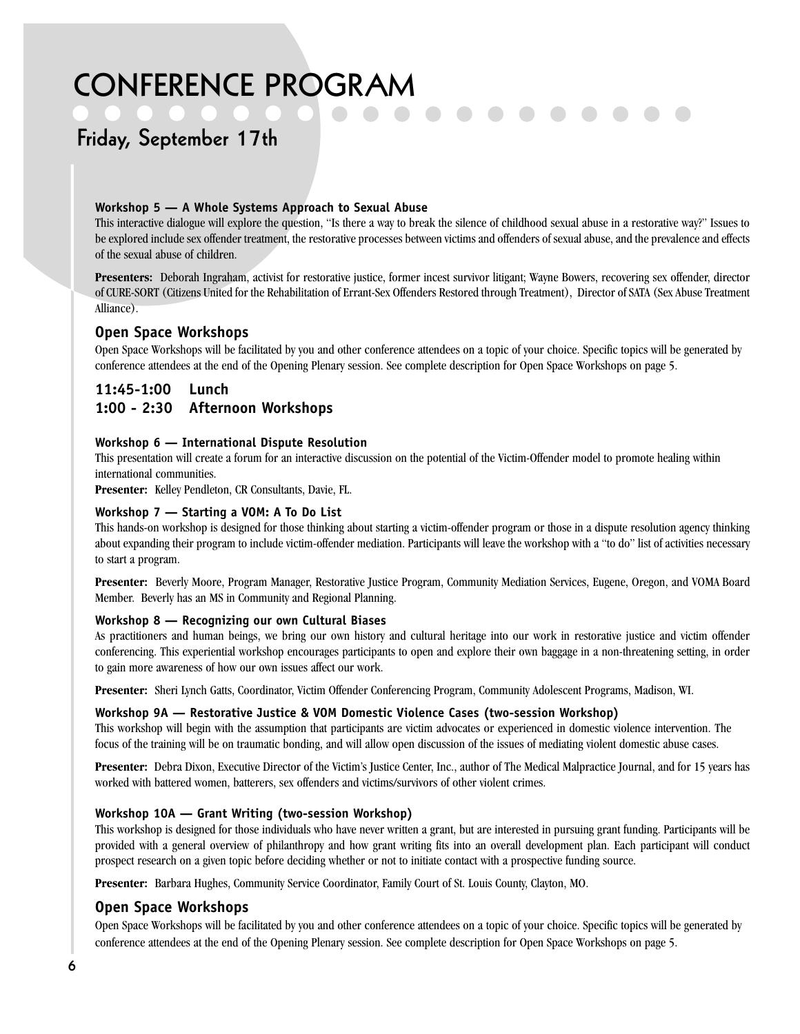# CONFERENCE PROGRAM

## Friday, September 17th

### Workshop 5 — A Whole Systems Approach to Sexual Abuse

This interactive dialogue will explore the question, "Is there a way to break the silence of childhood sexual abuse in a restorative way?" Issues to be explored include sex offender treatment, the restorative processes between victims and offenders of sexual abuse, and the prevalence and effects of the sexual abuse of children.

**Presenters:** Deborah Ingraham, activist for restorative justice, former incest survivor litigant; Wayne Bowers, recovering sex offender, director of CURE-SORT (Citizens United for the Rehabilitation of Errant-Sex Offenders Restored through Treatment), Director of SATA (Sex Abuse Treatment Alliance).

### Open Space Workshops

Open Space Workshops will be facilitated by you and other conference attendees on a topic of your choice. Specific topics will be generated by conference attendees at the end of the Opening Plenary session. See complete description for Open Space Workshops on page 5.

## 11:45-1:00 Lunch

## 1:00 - 2:30 Afternoon Workshops

### Workshop 6 — International Dispute Resolution

This presentation will create a forum for an interactive discussion on the potential of the Victim-Offender model to promote healing within international communities.

**Presenter:** Kelley Pendleton, CR Consultants, Davie, FL.

### Workshop 7 — Starting a VOM: A To Do List

This hands-on workshop is designed for those thinking about starting a victim-offender program or those in a dispute resolution agency thinking about expanding their program to include victim-offender mediation. Participants will leave the workshop with a "to do" list of activities necessary to start a program.

**Presenter:** Beverly Moore, Program Manager, Restorative Justice Program, Community Mediation Services, Eugene, Oregon, and VOMA Board Member. Beverly has an MS in Community and Regional Planning.

### Workshop 8 — Recognizing our own Cultural Biases

As practitioners and human beings, we bring our own history and cultural heritage into our work in restorative justice and victim offender conferencing. This experiential workshop encourages participants to open and explore their own baggage in a non-threatening setting, in order to gain more awareness of how our own issues affect our work.

**Presenter:** Sheri Lynch Gatts, Coordinator, Victim Offender Conferencing Program, Community Adolescent Programs, Madison, WI.

### Workshop 9A — Restorative Justice & VOM Domestic Violence Cases (two-session Workshop)

This workshop will begin with the assumption that participants are victim advocates or experienced in domestic violence intervention. The focus of the training will be on traumatic bonding, and will allow open discussion of the issues of mediating violent domestic abuse cases.

**Presenter:** Debra Dixon, Executive Director of the Victim's Justice Center, Inc., author of The Medical Malpractice Journal, and for 15 years has worked with battered women, batterers, sex offenders and victims/survivors of other violent crimes.

### Workshop 10A — Grant Writing (two-session Workshop)

This workshop is designed for those individuals who have never written a grant, but are interested in pursuing grant funding. Participants will be provided with a general overview of philanthropy and how grant writing fits into an overall development plan. Each participant will conduct prospect research on a given topic before deciding whether or not to initiate contact with a prospective funding source.

**Presenter:** Barbara Hughes, Community Service Coordinator, Family Court of St. Louis County, Clayton, MO.

### Open Space Workshops

Open Space Workshops will be facilitated by you and other conference attendees on a topic of your choice. Specific topics will be generated by conference attendees at the end of the Opening Plenary session. See complete description for Open Space Workshops on page 5.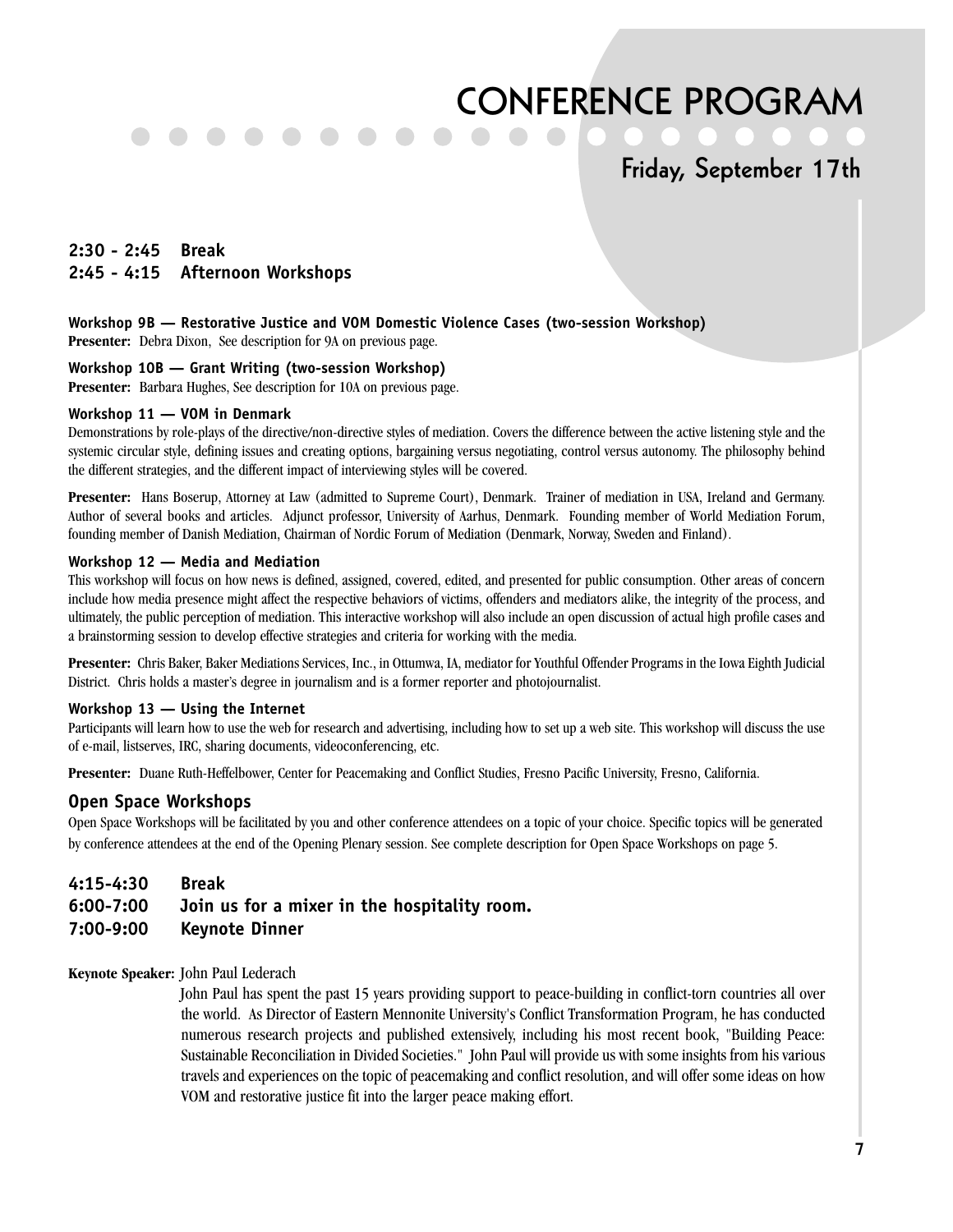# CONFERENCE PROGRAM

## Friday, September 17th

**2:30 - 2:45 Break**
**2:45 - 4:15 Afternoon Workshops**

**Workshop 9B — Restorative Justice and VOM Domestic Violence Cases (two-session Workshop)**
**Presenter:** Debra Dixon, See description for 9A on previous page.

**Workshop 10B — Grant Writing (two-session Workshop)**
**Presenter:** Barbara Hughes, See description for 10A on previous page.

**Workshop 11 — VOM in Denmark**
Demonstrations by role-plays of the directive/non-directive styles of mediation. Covers the difference between the active listening style and the systemic circular style, defining issues and creating options, bargaining versus negotiating, control versus autonomy. The philosophy behind the different strategies, and the different impact of interviewing styles will be covered.

**Presenter:** Hans Boserup, Attorney at Law (admitted to Supreme Court), Denmark. Trainer of mediation in USA, Ireland and Germany. Author of several books and articles. Adjunct professor, University of Aarhus, Denmark. Founding member of World Mediation Forum, founding member of Danish Mediation, Chairman of Nordic Forum of Mediation (Denmark, Norway, Sweden and Finland).

**Workshop 12 — Media and Mediation**
This workshop will focus on how news is defined, assigned, covered, edited, and presented for public consumption. Other areas of concern include how media presence might affect the respective behaviors of victims, offenders and mediators alike, the integrity of the process, and ultimately, the public perception of mediation. This interactive workshop will also include an open discussion of actual high profile cases and a brainstorming session to develop effective strategies and criteria for working with the media.

**Presenter:** Chris Baker, Baker Mediations Services, Inc., in Ottumwa, IA, mediator for Youthful Offender Programs in the Iowa Eighth Judicial District. Chris holds a master's degree in journalism and is a former reporter and photojournalist.

**Workshop 13 — Using the Internet**
Participants will learn how to use the web for research and advertising, including how to set up a web site. This workshop will discuss the use of e-mail, listserves, IRC, sharing documents, videoconferencing, etc.

**Presenter:** Duane Ruth-Heffelbower, Center for Peacemaking and Conflict Studies, Fresno Pacific University, Fresno, California.

### Open Space Workshops
Open Space Workshops will be facilitated by you and other conference attendees on a topic of your choice. Specific topics will be generated by conference attendees at the end of the Opening Plenary session. See complete description for Open Space Workshops on page 5.

**4:15-4:30 Break**
**6:00-7:00 Join us for a mixer in the hospitality room.**
**7:00-9:00 Keynote Dinner**

**Keynote Speaker:** John Paul Lederach

John Paul has spent the past 15 years providing support to peace-building in conflict-torn countries all over the world. As Director of Eastern Mennonite University's Conflict Transformation Program, he has conducted numerous research projects and published extensively, including his most recent book, "Building Peace: Sustainable Reconciliation in Divided Societies." John Paul will provide us with some insights from his various travels and experiences on the topic of peacemaking and conflict resolution, and will offer some ideas on how VOM and restorative justice fit into the larger peace making effort.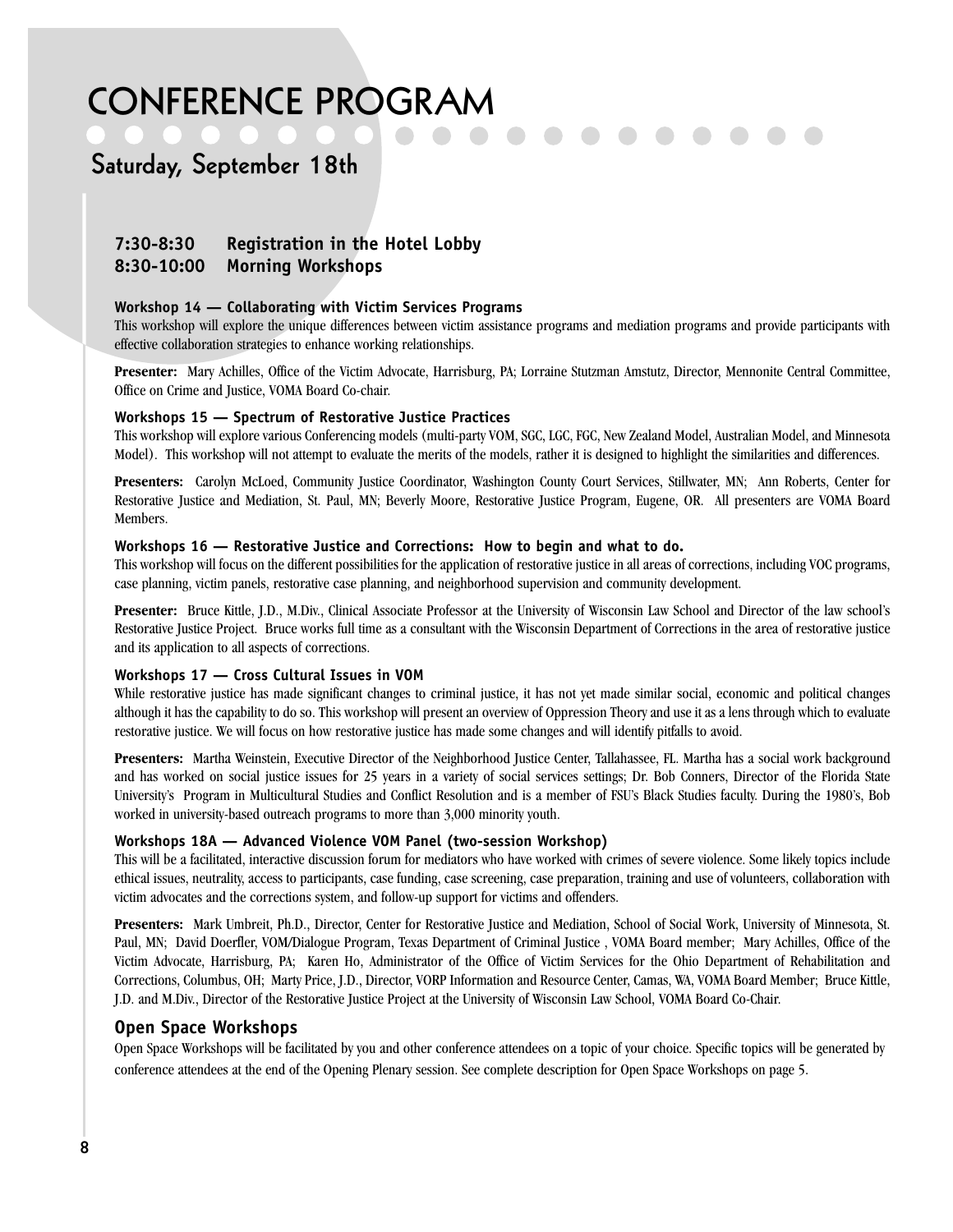# CONFERENCE PROGRAM

## Saturday, September 18th

**7:30-8:30 Registration in the Hotel Lobby**
**8:30-10:00 Morning Workshops**

### Workshop 14 — Collaborating with Victim Services Programs

This workshop will explore the unique differences between victim assistance programs and mediation programs and provide participants with effective collaboration strategies to enhance working relationships.

**Presenter:** Mary Achilles, Office of the Victim Advocate, Harrisburg, PA; Lorraine Stutzman Amstutz, Director, Mennonite Central Committee, Office on Crime and Justice, VOMA Board Co-chair.

### Workshops 15 — Spectrum of Restorative Justice Practices

This workshop will explore various Conferencing models (multi-party VOM, SGC, LGC, FGC, New Zealand Model, Australian Model, and Minnesota Model). This workshop will not attempt to evaluate the merits of the models, rather it is designed to highlight the similarities and differences.

**Presenters:** Carolyn McLoed, Community Justice Coordinator, Washington County Court Services, Stillwater, MN; Ann Roberts, Center for Restorative Justice and Mediation, St. Paul, MN; Beverly Moore, Restorative Justice Program, Eugene, OR. All presenters are VOMA Board Members.

### Workshops 16 — Restorative Justice and Corrections: How to begin and what to do.

This workshop will focus on the different possibilities for the application of restorative justice in all areas of corrections, including VOC programs, case planning, victim panels, restorative case planning, and neighborhood supervision and community development.

**Presenter:** Bruce Kittle, J.D., M.Div., Clinical Associate Professor at the University of Wisconsin Law School and Director of the law school's Restorative Justice Project. Bruce works full time as a consultant with the Wisconsin Department of Corrections in the area of restorative justice and its application to all aspects of corrections.

### Workshops 17 — Cross Cultural Issues in VOM

While restorative justice has made significant changes to criminal justice, it has not yet made similar social, economic and political changes although it has the capability to do so. This workshop will present an overview of Oppression Theory and use it as a lens through which to evaluate restorative justice. We will focus on how restorative justice has made some changes and will identify pitfalls to avoid.

**Presenters:** Martha Weinstein, Executive Director of the Neighborhood Justice Center, Tallahassee, FL. Martha has a social work background and has worked on social justice issues for 25 years in a variety of social services settings; Dr. Bob Conners, Director of the Florida State University's Program in Multicultural Studies and Conflict Resolution and is a member of FSU's Black Studies faculty. During the 1980's, Bob worked in university-based outreach programs to more than 3,000 minority youth.

### Workshops 18A — Advanced Violence VOM Panel (two-session Workshop)

This will be a facilitated, interactive discussion forum for mediators who have worked with crimes of severe violence. Some likely topics include ethical issues, neutrality, access to participants, case funding, case screening, case preparation, training and use of volunteers, collaboration with victim advocates and the corrections system, and follow-up support for victims and offenders.

**Presenters:** Mark Umbreit, Ph.D., Director, Center for Restorative Justice and Mediation, School of Social Work, University of Minnesota, St. Paul, MN; David Doerfler, VOM/Dialogue Program, Texas Department of Criminal Justice , VOMA Board member; Mary Achilles, Office of the Victim Advocate, Harrisburg, PA; Karen Ho, Administrator of the Office of Victim Services for the Ohio Department of Rehabilitation and Corrections, Columbus, OH; Marty Price, J.D., Director, VORP Information and Resource Center, Camas, WA, VOMA Board Member; Bruce Kittle, J.D. and M.Div., Director of the Restorative Justice Project at the University of Wisconsin Law School, VOMA Board Co-Chair.

### Open Space Workshops

Open Space Workshops will be facilitated by you and other conference attendees on a topic of your choice. Specific topics will be generated by conference attendees at the end of the Opening Plenary session. See complete description for Open Space Workshops on page 5.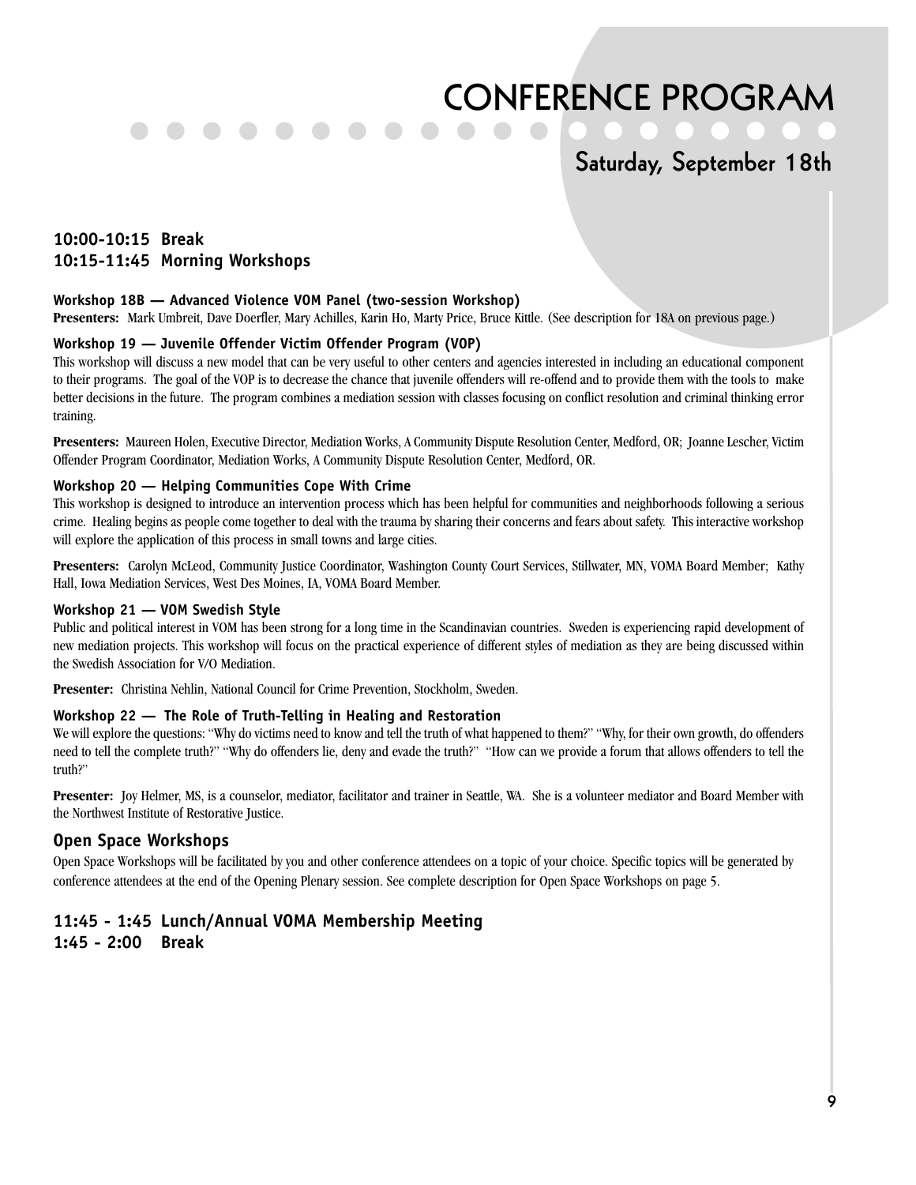# CONFERENCE PROGRAM

## Saturday, September 18th

### 10:00-10:15 Break
### 10:15-11:45 Morning Workshops

**Workshop 18B — Advanced Violence VOM Panel (two-session Workshop)**

**Presenters:** Mark Umbreit, Dave Doerfler, Mary Achilles, Karin Ho, Marty Price, Bruce Kittle. (See description for 18A on previous page.)

**Workshop 19 — Juvenile Offender Victim Offender Program (VOP)**

This workshop will discuss a new model that can be very useful to other centers and agencies interested in including an educational component to their programs. The goal of the VOP is to decrease the chance that juvenile offenders will re-offend and to provide them with the tools to make better decisions in the future. The program combines a mediation session with classes focusing on conflict resolution and criminal thinking error training.

**Presenters:** Maureen Holen, Executive Director, Mediation Works, A Community Dispute Resolution Center, Medford, OR; Joanne Lescher, Victim Offender Program Coordinator, Mediation Works, A Community Dispute Resolution Center, Medford, OR.

**Workshop 20 — Helping Communities Cope With Crime**

This workshop is designed to introduce an intervention process which has been helpful for communities and neighborhoods following a serious crime. Healing begins as people come together to deal with the trauma by sharing their concerns and fears about safety. This interactive workshop will explore the application of this process in small towns and large cities.

**Presenters:** Carolyn McLeod, Community Justice Coordinator, Washington County Court Services, Stillwater, MN, VOMA Board Member; Kathy Hall, Iowa Mediation Services, West Des Moines, IA, VOMA Board Member.

**Workshop 21 — VOM Swedish Style**

Public and political interest in VOM has been strong for a long time in the Scandinavian countries. Sweden is experiencing rapid development of new mediation projects. This workshop will focus on the practical experience of different styles of mediation as they are being discussed within the Swedish Association for V/O Mediation.

**Presenter:** Christina Nehlin, National Council for Crime Prevention, Stockholm, Sweden.

**Workshop 22 — The Role of Truth-Telling in Healing and Restoration**

We will explore the questions: "Why do victims need to know and tell the truth of what happened to them?" "Why, for their own growth, do offenders need to tell the complete truth?" "Why do offenders lie, deny and evade the truth?" "How can we provide a forum that allows offenders to tell the truth?"

**Presenter:** Joy Helmer, MS, is a counselor, mediator, facilitator and trainer in Seattle, WA. She is a volunteer mediator and Board Member with the Northwest Institute of Restorative Justice.

### Open Space Workshops

Open Space Workshops will be facilitated by you and other conference attendees on a topic of your choice. Specific topics will be generated by conference attendees at the end of the Opening Plenary session. See complete description for Open Space Workshops on page 5.

### 11:45 - 1:45 Lunch/Annual VOMA Membership Meeting
### 1:45 - 2:00 Break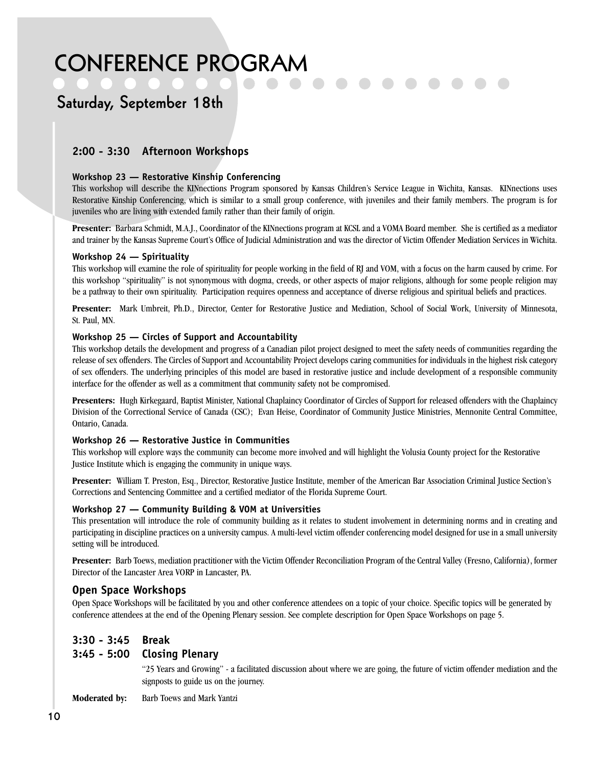# CONFERENCE PROGRAM

## Saturday, September 18th

### 2:00 - 3:30 Afternoon Workshops

**Workshop 23 — Restorative Kinship Conferencing**

This workshop will describe the KINnections Program sponsored by Kansas Children's Service League in Wichita, Kansas. KINnections uses Restorative Kinship Conferencing, which is similar to a small group conference, with juveniles and their family members. The program is for juveniles who are living with extended family rather than their family of origin.

**Presenter:** Barbara Schmidt, M.A.J., Coordinator of the KINnections program at KCSL and a VOMA Board member. She is certified as a mediator and trainer by the Kansas Supreme Court's Office of Judicial Administration and was the director of Victim Offender Mediation Services in Wichita.

**Workshop 24 — Spirituality**

This workshop will examine the role of spirituality for people working in the field of RJ and VOM, with a focus on the harm caused by crime. For this workshop "spirituality" is not synonymous with dogma, creeds, or other aspects of major religions, although for some people religion may be a pathway to their own spirituality. Participation requires openness and acceptance of diverse religious and spiritual beliefs and practices.

**Presenter:** Mark Umbreit, Ph.D., Director, Center for Restorative Justice and Mediation, School of Social Work, University of Minnesota, St. Paul, MN.

**Workshop 25 — Circles of Support and Accountability**

This workshop details the development and progress of a Canadian pilot project designed to meet the safety needs of communities regarding the release of sex offenders. The Circles of Support and Accountability Project develops caring communities for individuals in the highest risk category of sex offenders. The underlying principles of this model are based in restorative justice and include development of a responsible community interface for the offender as well as a commitment that community safety not be compromised.

**Presenters:** Hugh Kirkegaard, Baptist Minister, National Chaplaincy Coordinator of Circles of Support for released offenders with the Chaplaincy Division of the Correctional Service of Canada (CSC); Evan Heise, Coordinator of Community Justice Ministries, Mennonite Central Committee, Ontario, Canada.

**Workshop 26 — Restorative Justice in Communities**

This workshop will explore ways the community can become more involved and will highlight the Volusia County project for the Restorative Justice Institute which is engaging the community in unique ways.

**Presenter:** William T. Preston, Esq., Director, Restorative Justice Institute, member of the American Bar Association Criminal Justice Section's Corrections and Sentencing Committee and a certified mediator of the Florida Supreme Court.

**Workshop 27 — Community Building & VOM at Universities**

This presentation will introduce the role of community building as it relates to student involvement in determining norms and in creating and participating in discipline practices on a university campus. A multi-level victim offender conferencing model designed for use in a small university setting will be introduced.

**Presenter:** Barb Toews, mediation practitioner with the Victim Offender Reconciliation Program of the Central Valley (Fresno, California), former Director of the Lancaster Area VORP in Lancaster, PA.

**Open Space Workshops**

Open Space Workshops will be facilitated by you and other conference attendees on a topic of your choice. Specific topics will be generated by conference attendees at the end of the Opening Plenary session. See complete description for Open Space Workshops on page 5.

### 3:30 - 3:45 Break

### 3:45 - 5:00 Closing Plenary

"25 Years and Growing" - a facilitated discussion about where we are going, the future of victim offender mediation and the signposts to guide us on the journey.

**Moderated by:** Barb Toews and Mark Yantzi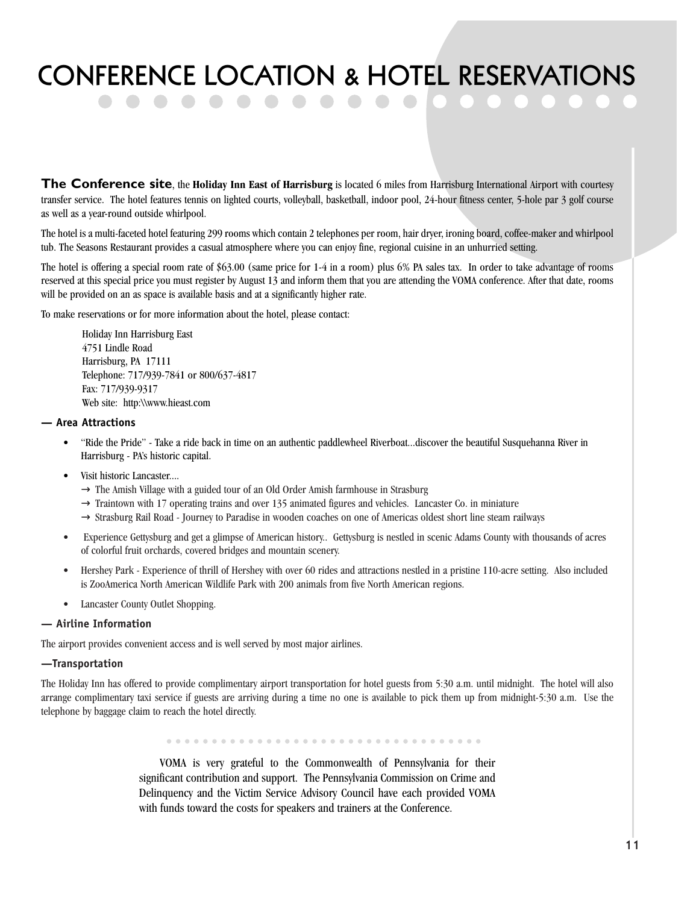# CONFERENCE LOCATION & HOTEL RESERVATIONS

**The Conference site**, the **Holiday Inn East of Harrisburg** is located 6 miles from Harrisburg International Airport with courtesy transfer service. The hotel features tennis on lighted courts, volleyball, basketball, indoor pool, 24-hour fitness center, 5-hole par 3 golf course as well as a year-round outside whirlpool.

The hotel is a multi-faceted hotel featuring 299 rooms which contain 2 telephones per room, hair dryer, ironing board, coffee-maker and whirlpool tub. The Seasons Restaurant provides a casual atmosphere where you can enjoy fine, regional cuisine in an unhurried setting.

The hotel is offering a special room rate of $63.00 (same price for 1-4 in a room) plus 6% PA sales tax. In order to take advantage of rooms reserved at this special price you must register by August 13 and inform them that you are attending the VOMA conference. After that date, rooms will be provided on an as space is available basis and at a significantly higher rate.

To make reservations or for more information about the hotel, please contact:

Holiday Inn Harrisburg East
4751 Lindle Road
Harrisburg, PA 17111
Telephone: 717/939-7841 or 800/637-4817
Fax: 717/939-9317
Web site: http:\\www.hieast.com

### — Area Attractions

- "Ride the Pride" - Take a ride back in time on an authentic paddlewheel Riverboat...discover the beautiful Susquehanna River in Harrisburg - PA's historic capital.
- Visit historic Lancaster....
  - → The Amish Village with a guided tour of an Old Order Amish farmhouse in Strasburg
  - → Traintown with 17 operating trains and over 135 animated figures and vehicles. Lancaster Co. in miniature
  - → Strasburg Rail Road - Journey to Paradise in wooden coaches on one of Americas oldest short line steam railways
- Experience Gettysburg and get a glimpse of American history.. Gettysburg is nestled in scenic Adams County with thousands of acres of colorful fruit orchards, covered bridges and mountain scenery.
- Hershey Park - Experience of thrill of Hershey with over 60 rides and attractions nestled in a pristine 110-acre setting. Also included is ZooAmerica North American Wildlife Park with 200 animals from five North American regions.
- Lancaster County Outlet Shopping.

### — Airline Information

The airport provides convenient access and is well served by most major airlines.

### —Transportation

The Holiday Inn has offered to provide complimentary airport transportation for hotel guests from 5:30 a.m. until midnight. The hotel will also arrange complimentary taxi service if guests are arriving during a time no one is available to pick them up from midnight-5:30 a.m. Use the telephone by baggage claim to reach the hotel directly.

VOMA is very grateful to the Commonwealth of Pennsylvania for their significant contribution and support. The Pennsylvania Commission on Crime and Delinquency and the Victim Service Advisory Council have each provided VOMA with funds toward the costs for speakers and trainers at the Conference.